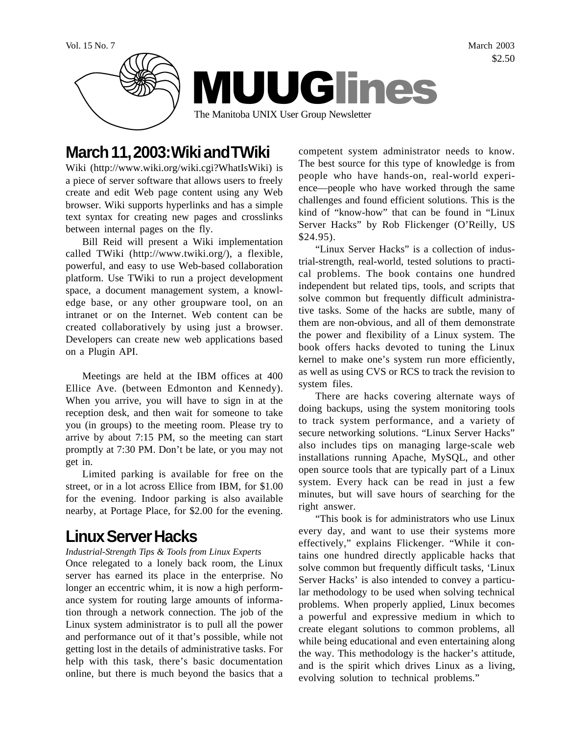Vol. 15 No. 7

March 2003

$2.50

# MUUGlines

The Manitoba UNIX User Group Newsletter

## March 11, 2003: Wiki and TWiki

Wiki (http://www.wiki.org/wiki.cgi?WhatIsWiki) is a piece of server software that allows users to freely create and edit Web page content using any Web browser. Wiki supports hyperlinks and has a simple text syntax for creating new pages and crosslinks between internal pages on the fly.

Bill Reid will present a Wiki implementation called TWiki (http://www.twiki.org/), a flexible, powerful, and easy to use Web-based collaboration platform. Use TWiki to run a project development space, a document management system, a knowledge base, or any other groupware tool, on an intranet or on the Internet. Web content can be created collaboratively by using just a browser. Developers can create new web applications based on a Plugin API.

Meetings are held at the IBM offices at 400 Ellice Ave. (between Edmonton and Kennedy). When you arrive, you will have to sign in at the reception desk, and then wait for someone to take you (in groups) to the meeting room. Please try to arrive by about 7:15 PM, so the meeting can start promptly at 7:30 PM. Don't be late, or you may not get in.

Limited parking is available for free on the street, or in a lot across Ellice from IBM, for $1.00 for the evening. Indoor parking is also available nearby, at Portage Place, for $2.00 for the evening.

## Linux Server Hacks

*Industrial-Strength Tips & Tools from Linux Experts*

Once relegated to a lonely back room, the Linux server has earned its place in the enterprise. No longer an eccentric whim, it is now a high performance system for routing large amounts of information through a network connection. The job of the Linux system administrator is to pull all the power and performance out of it that's possible, while not getting lost in the details of administrative tasks. For help with this task, there's basic documentation online, but there is much beyond the basics that a competent system administrator needs to know. The best source for this type of knowledge is from people who have hands-on, real-world experience—people who have worked through the same challenges and found efficient solutions. This is the kind of "know-how" that can be found in "Linux Server Hacks" by Rob Flickenger (O'Reilly, US $24.95).

"Linux Server Hacks" is a collection of industrial-strength, real-world, tested solutions to practical problems. The book contains one hundred independent but related tips, tools, and scripts that solve common but frequently difficult administrative tasks. Some of the hacks are subtle, many of them are non-obvious, and all of them demonstrate the power and flexibility of a Linux system. The book offers hacks devoted to tuning the Linux kernel to make one's system run more efficiently, as well as using CVS or RCS to track the revision to system files.

There are hacks covering alternate ways of doing backups, using the system monitoring tools to track system performance, and a variety of secure networking solutions. "Linux Server Hacks" also includes tips on managing large-scale web installations running Apache, MySQL, and other open source tools that are typically part of a Linux system. Every hack can be read in just a few minutes, but will save hours of searching for the right answer.

"This book is for administrators who use Linux every day, and want to use their systems more effectively," explains Flickenger. "While it contains one hundred directly applicable hacks that solve common but frequently difficult tasks, 'Linux Server Hacks' is also intended to convey a particular methodology to be used when solving technical problems. When properly applied, Linux becomes a powerful and expressive medium in which to create elegant solutions to common problems, all while being educational and even entertaining along the way. This methodology is the hacker's attitude, and is the spirit which drives Linux as a living, evolving solution to technical problems."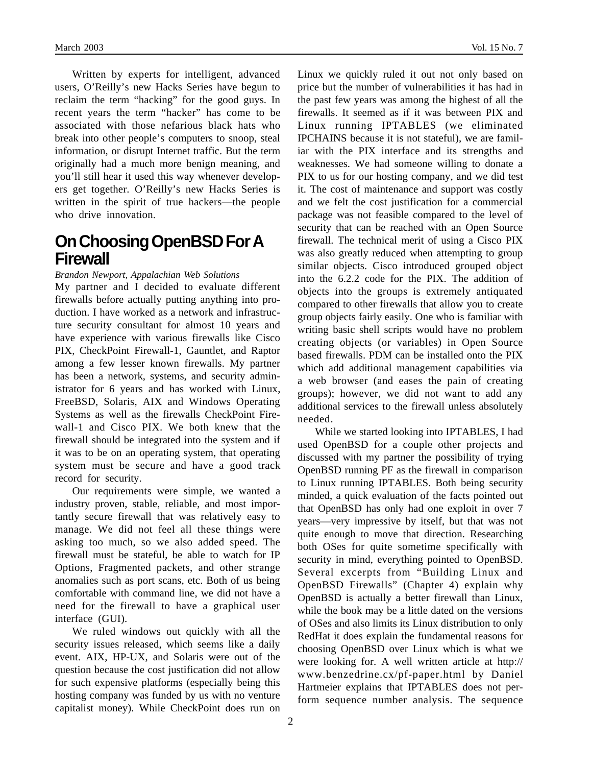Written by experts for intelligent, advanced users, O'Reilly's new Hacks Series have begun to reclaim the term "hacking" for the good guys. In recent years the term "hacker" has come to be associated with those nefarious black hats who break into other people's computers to snoop, steal information, or disrupt Internet traffic. But the term originally had a much more benign meaning, and you'll still hear it used this way whenever developers get together. O'Reilly's new Hacks Series is written in the spirit of true hackers—the people who drive innovation.

## On Choosing OpenBSD For A Firewall

*Brandon Newport, Appalachian Web Solutions*

My partner and I decided to evaluate different firewalls before actually putting anything into production. I have worked as a network and infrastructure security consultant for almost 10 years and have experience with various firewalls like Cisco PIX, CheckPoint Firewall-1, Gauntlet, and Raptor among a few lesser known firewalls. My partner has been a network, systems, and security administrator for 6 years and has worked with Linux, FreeBSD, Solaris, AIX and Windows Operating Systems as well as the firewalls CheckPoint Firewall-1 and Cisco PIX. We both knew that the firewall should be integrated into the system and if it was to be on an operating system, that operating system must be secure and have a good track record for security.

Our requirements were simple, we wanted a industry proven, stable, reliable, and most importantly secure firewall that was relatively easy to manage. We did not feel all these things were asking too much, so we also added speed. The firewall must be stateful, be able to watch for IP Options, Fragmented packets, and other strange anomalies such as port scans, etc. Both of us being comfortable with command line, we did not have a need for the firewall to have a graphical user interface (GUI).

We ruled windows out quickly with all the security issues released, which seems like a daily event. AIX, HP-UX, and Solaris were out of the question because the cost justification did not allow for such expensive platforms (especially being this hosting company was funded by us with no venture capitalist money). While CheckPoint does run on Linux we quickly ruled it out not only based on price but the number of vulnerabilities it has had in the past few years was among the highest of all the firewalls. It seemed as if it was between PIX and Linux running IPTABLES (we eliminated IPCHAINS because it is not stateful), we are familiar with the PIX interface and its strengths and weaknesses. We had someone willing to donate a PIX to us for our hosting company, and we did test it. The cost of maintenance and support was costly and we felt the cost justification for a commercial package was not feasible compared to the level of security that can be reached with an Open Source firewall. The technical merit of using a Cisco PIX was also greatly reduced when attempting to group similar objects. Cisco introduced grouped object into the 6.2.2 code for the PIX. The addition of objects into the groups is extremely antiquated compared to other firewalls that allow you to create group objects fairly easily. One who is familiar with writing basic shell scripts would have no problem creating objects (or variables) in Open Source based firewalls. PDM can be installed onto the PIX which add additional management capabilities via a web browser (and eases the pain of creating groups); however, we did not want to add any additional services to the firewall unless absolutely needed.

While we started looking into IPTABLES, I had used OpenBSD for a couple other projects and discussed with my partner the possibility of trying OpenBSD running PF as the firewall in comparison to Linux running IPTABLES. Both being security minded, a quick evaluation of the facts pointed out that OpenBSD has only had one exploit in over 7 years—very impressive by itself, but that was not quite enough to move that direction. Researching both OSes for quite sometime specifically with security in mind, everything pointed to OpenBSD. Several excerpts from "Building Linux and OpenBSD Firewalls" (Chapter 4) explain why OpenBSD is actually a better firewall than Linux, while the book may be a little dated on the versions of OSes and also limits its Linux distribution to only RedHat it does explain the fundamental reasons for choosing OpenBSD over Linux which is what we were looking for. A well written article at http://www.benzedrine.cx/pf-paper.html by Daniel Hartmeier explains that IPTABLES does not perform sequence number analysis. The sequence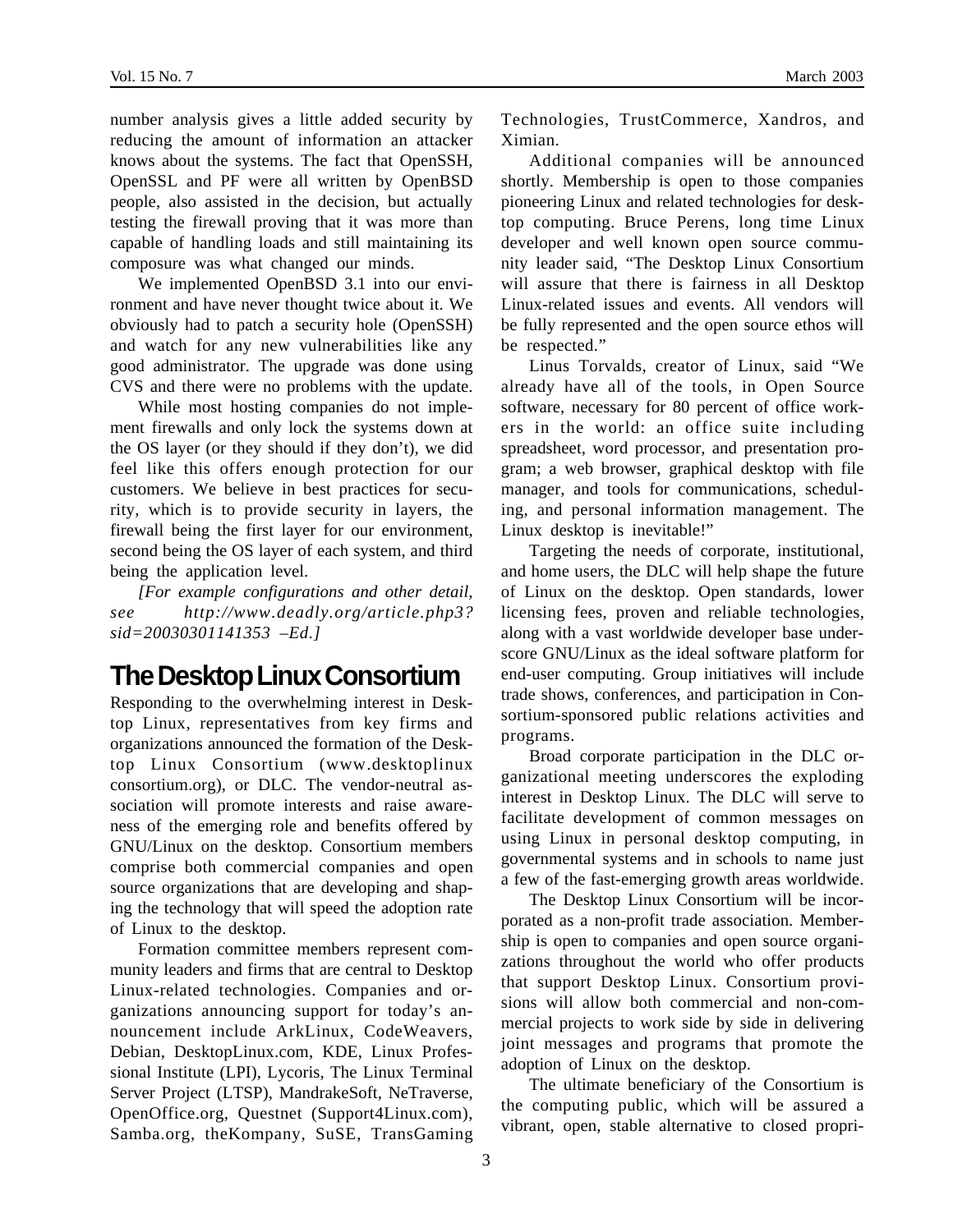number analysis gives a little added security by reducing the amount of information an attacker knows about the systems. The fact that OpenSSH, OpenSSL and PF were all written by OpenBSD people, also assisted in the decision, but actually testing the firewall proving that it was more than capable of handling loads and still maintaining its composure was what changed our minds.

We implemented OpenBSD 3.1 into our environment and have never thought twice about it. We obviously had to patch a security hole (OpenSSH) and watch for any new vulnerabilities like any good administrator. The upgrade was done using CVS and there were no problems with the update.

While most hosting companies do not implement firewalls and only lock the systems down at the OS layer (or they should if they don't), we did feel like this offers enough protection for our customers. We believe in best practices for security, which is to provide security in layers, the firewall being the first layer for our environment, second being the OS layer of each system, and third being the application level.

*[For example configurations and other detail, see http://www.deadly.org/article.php3?sid=20030301141353 –Ed.]*

## The Desktop Linux Consortium

Responding to the overwhelming interest in Desktop Linux, representatives from key firms and organizations announced the formation of the Desktop Linux Consortium (www.desktoplinux consortium.org), or DLC. The vendor-neutral association will promote interests and raise awareness of the emerging role and benefits offered by GNU/Linux on the desktop. Consortium members comprise both commercial companies and open source organizations that are developing and shaping the technology that will speed the adoption rate of Linux to the desktop.

Formation committee members represent community leaders and firms that are central to Desktop Linux-related technologies. Companies and organizations announcing support for today's announcement include ArkLinux, CodeWeavers, Debian, DesktopLinux.com, KDE, Linux Professional Institute (LPI), Lycoris, The Linux Terminal Server Project (LTSP), MandrakeSoft, NeTraverse, OpenOffice.org, Questnet (Support4Linux.com), Samba.org, theKompany, SuSE, TransGaming Technologies, TrustCommerce, Xandros, and Ximian.

Additional companies will be announced shortly. Membership is open to those companies pioneering Linux and related technologies for desktop computing. Bruce Perens, long time Linux developer and well known open source community leader said, "The Desktop Linux Consortium will assure that there is fairness in all Desktop Linux-related issues and events. All vendors will be fully represented and the open source ethos will be respected."

Linus Torvalds, creator of Linux, said "We already have all of the tools, in Open Source software, necessary for 80 percent of office workers in the world: an office suite including spreadsheet, word processor, and presentation program; a web browser, graphical desktop with file manager, and tools for communications, scheduling, and personal information management. The Linux desktop is inevitable!"

Targeting the needs of corporate, institutional, and home users, the DLC will help shape the future of Linux on the desktop. Open standards, lower licensing fees, proven and reliable technologies, along with a vast worldwide developer base underscore GNU/Linux as the ideal software platform for end-user computing. Group initiatives will include trade shows, conferences, and participation in Consortium-sponsored public relations activities and programs.

Broad corporate participation in the DLC organizational meeting underscores the exploding interest in Desktop Linux. The DLC will serve to facilitate development of common messages on using Linux in personal desktop computing, in governmental systems and in schools to name just a few of the fast-emerging growth areas worldwide.

The Desktop Linux Consortium will be incorporated as a non-profit trade association. Membership is open to companies and open source organizations throughout the world who offer products that support Desktop Linux. Consortium provisions will allow both commercial and non-commercial projects to work side by side in delivering joint messages and programs that promote the adoption of Linux on the desktop.

The ultimate beneficiary of the Consortium is the computing public, which will be assured a vibrant, open, stable alternative to closed propri-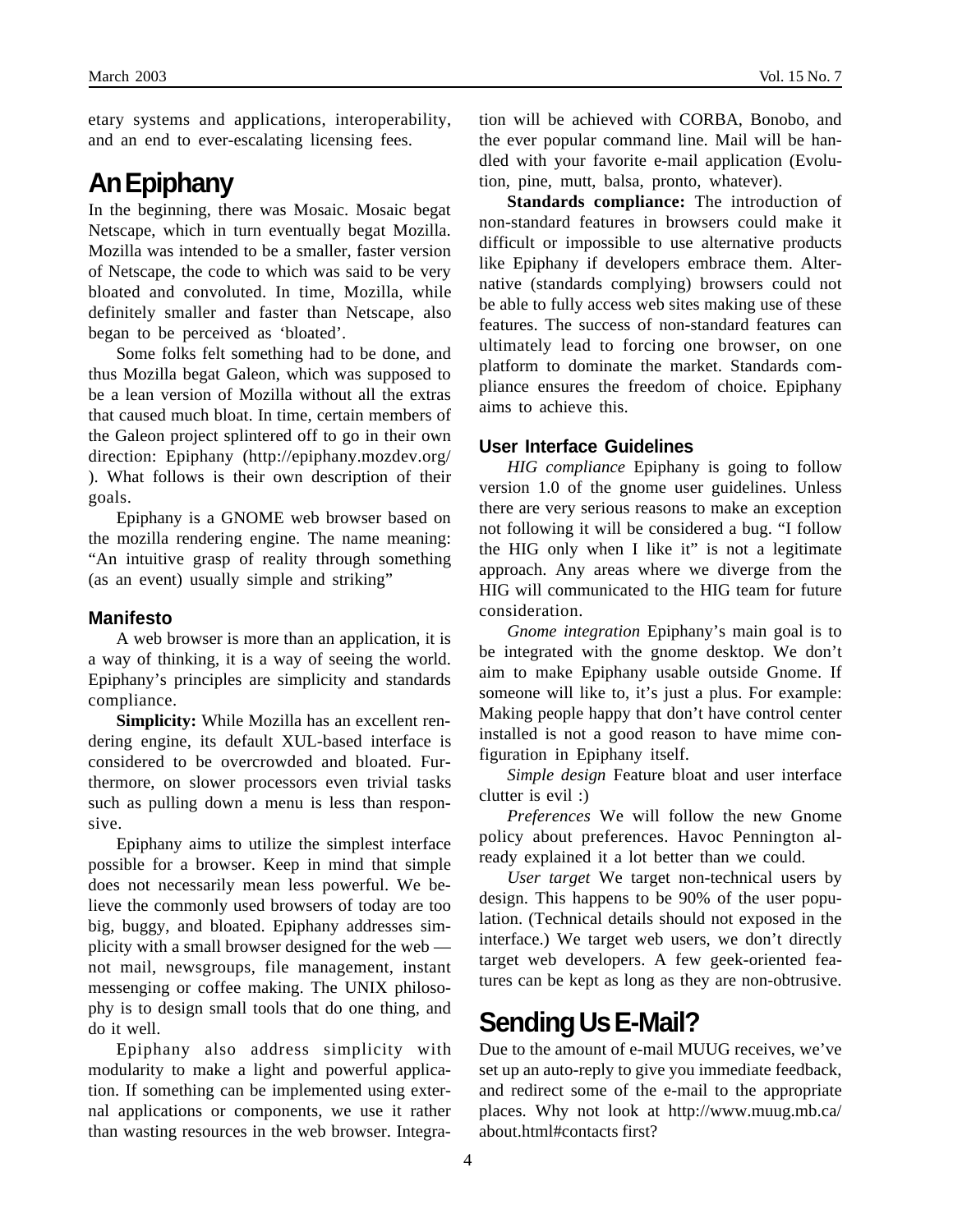etary systems and applications, interoperability, and an end to ever-escalating licensing fees.

# An Epiphany

In the beginning, there was Mosaic. Mosaic begat Netscape, which in turn eventually begat Mozilla. Mozilla was intended to be a smaller, faster version of Netscape, the code to which was said to be very bloated and convoluted. In time, Mozilla, while definitely smaller and faster than Netscape, also began to be perceived as 'bloated'.

Some folks felt something had to be done, and thus Mozilla begat Galeon, which was supposed to be a lean version of Mozilla without all the extras that caused much bloat. In time, certain members of the Galeon project splintered off to go in their own direction: Epiphany (http://epiphany.mozdev.org/). What follows is their own description of their goals.

Epiphany is a GNOME web browser based on the mozilla rendering engine. The name meaning: "An intuitive grasp of reality through something (as an event) usually simple and striking"

### Manifesto

A web browser is more than an application, it is a way of thinking, it is a way of seeing the world. Epiphany's principles are simplicity and standards compliance.

**Simplicity:** While Mozilla has an excellent rendering engine, its default XUL-based interface is considered to be overcrowded and bloated. Furthermore, on slower processors even trivial tasks such as pulling down a menu is less than responsive.

Epiphany aims to utilize the simplest interface possible for a browser. Keep in mind that simple does not necessarily mean less powerful. We believe the commonly used browsers of today are too big, buggy, and bloated. Epiphany addresses simplicity with a small browser designed for the web — not mail, newsgroups, file management, instant messenging or coffee making. The UNIX philosophy is to design small tools that do one thing, and do it well.

Epiphany also address simplicity with modularity to make a light and powerful application. If something can be implemented using external applications or components, we use it rather than wasting resources in the web browser. Integration will be achieved with CORBA, Bonobo, and the ever popular command line. Mail will be handled with your favorite e-mail application (Evolution, pine, mutt, balsa, pronto, whatever).

**Standards compliance:** The introduction of non-standard features in browsers could make it difficult or impossible to use alternative products like Epiphany if developers embrace them. Alternative (standards complying) browsers could not be able to fully access web sites making use of these features. The success of non-standard features can ultimately lead to forcing one browser, on one platform to dominate the market. Standards compliance ensures the freedom of choice. Epiphany aims to achieve this.

### User Interface Guidelines

*HIG compliance* Epiphany is going to follow version 1.0 of the gnome user guidelines. Unless there are very serious reasons to make an exception not following it will be considered a bug. "I follow the HIG only when I like it" is not a legitimate approach. Any areas where we diverge from the HIG will communicated to the HIG team for future consideration.

*Gnome integration* Epiphany's main goal is to be integrated with the gnome desktop. We don't aim to make Epiphany usable outside Gnome. If someone will like to, it's just a plus. For example: Making people happy that don't have control center installed is not a good reason to have mime configuration in Epiphany itself.

*Simple design* Feature bloat and user interface clutter is evil :)

*Preferences* We will follow the new Gnome policy about preferences. Havoc Pennington already explained it a lot better than we could.

*User target* We target non-technical users by design. This happens to be 90% of the user population. (Technical details should not exposed in the interface.) We target web users, we don't directly target web developers. A few geek-oriented features can be kept as long as they are non-obtrusive.

# Sending Us E-Mail?

Due to the amount of e-mail MUUG receives, we've set up an auto-reply to give you immediate feedback, and redirect some of the e-mail to the appropriate places. Why not look at http://www.muug.mb.ca/about.html#contacts first?